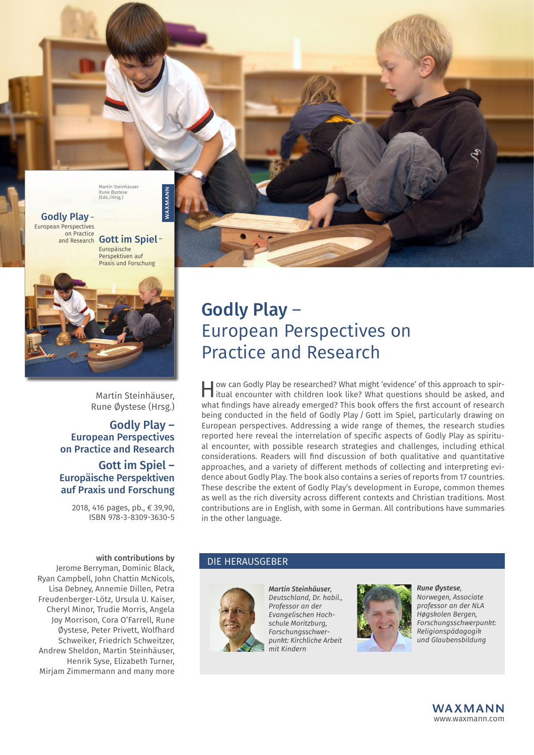Martin Steinhäuser, Rune Øystese (Hrsg.)

**Godly Play – European Perspectives on Practice and Research**

**Gott im Spiel – Europäische Perspektiven auf Praxis und Forschung**

2018, 416 pages, pb., € 39,90,
ISBN 978-3-8309-3630-5

**with contributions by**
Jerome Berryman, Dominic Black, Ryan Campbell, John Chattin McNicols, Lisa Debney, Annemie Dillen, Petra Freudenberger-Lötz, Ursula U. Kaiser, Cheryl Minor, Trudie Morris, Angela Joy Morrison, Cora O'Farrell, Rune Øystese, Peter Privett, Wolfhard Schweiker, Friedrich Schweitzer, Andrew Sheldon, Martin Steinhäuser, Henrik Syse, Elizabeth Turner, Mirjam Zimmermann and many more

# Godly Play – European Perspectives on Practice and Research

How can Godly Play be researched? What might 'evidence' of this approach to spiritual encounter with children look like? What questions should be asked, and what findings have already emerged? This book offers the first account of research being conducted in the field of Godly Play / Gott im Spiel, particularly drawing on European perspectives. Addressing a wide range of themes, the research studies reported here reveal the interrelation of specific aspects of Godly Play as spiritual encounter, with possible research strategies and challenges, including ethical considerations. Readers will find discussion of both qualitative and quantitative approaches, and a variety of different methods of collecting and interpreting evidence about Godly Play. The book also contains a series of reports from 17 countries. These describe the extent of Godly Play's development in Europe, common themes as well as the rich diversity across different contexts and Christian traditions. Most contributions are in English, with some in German. All contributions have summaries in the other language.

## DIE HERAUSGEBER

***Martin Steinhäuser***, *Deutschland, Dr. habil., Professor an der Evangelischen Hochschule Moritzburg, Forschungsschwerpunkt: Kirchliche Arbeit mit Kindern*

***Rune Øystese***, *Norwegen, Associate professor an der NLA Høgskolen Bergen, Forschungsschwerpunkt: Religionspädagogik und Glaubensbildung*

**WAXMANN**
www.waxmann.com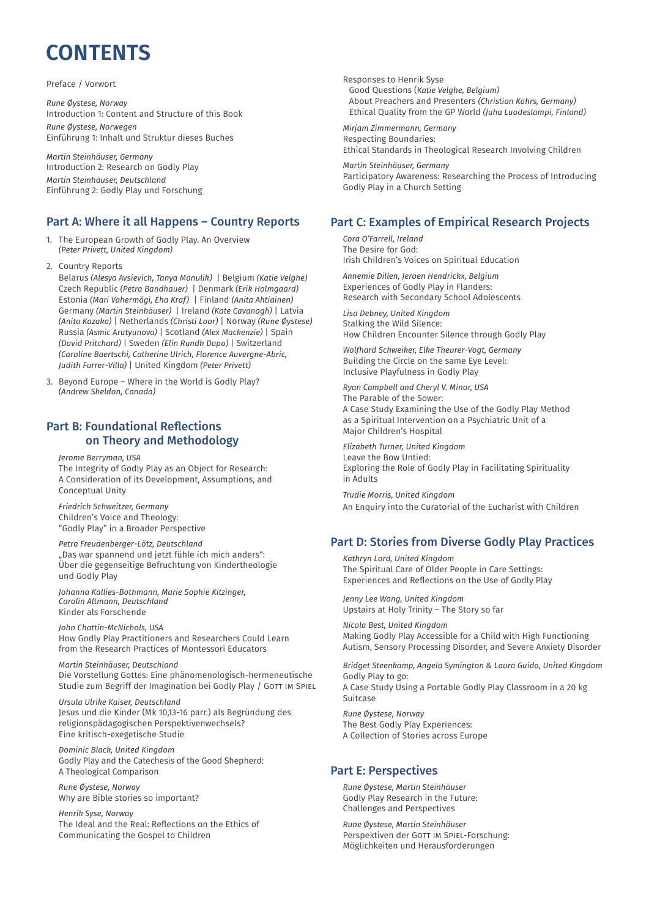# CONTENTS

Preface / Vorwort

*Rune Øystese, Norway*
Introduction 1: Content and Structure of this Book

*Rune Øystese, Norwegen*
Einführung 1: Inhalt und Struktur dieses Buches

*Martin Steinhäuser, Germany*
Introduction 2: Research on Godly Play

*Martin Steinhäuser, Deutschland*
Einführung 2: Godly Play und Forschung

## Part A: Where it all Happens – Country Reports

1. The European Growth of Godly Play. An Overview *(Peter Privett, United Kingdom)*
2. Country Reports
   Belarus *(Alesya Avsievich, Tanya Manulik)* | Belgium *(Katie Velghe)* Czech Republic *(Petra Bandhauer)* | Denmark *(Erik Holmgaard)* Estonia *(Mari Vahermägi, Eha Kraf)* | Finland *(Anita Ahtiainen)* Germany *(Martin Steinhäuser)* | Ireland *(Kate Cavanagh)* | Latvia *(Anita Kazaka)* | Netherlands *(Christi Loor)* | Norway *(Rune Øystese)* Russia *(Asmic Arutyunova)* | Scotland *(Alex Mackenzie)* | Spain *(David Pritchard)* | Sweden *(Elin Rundh Dapo)* | Switzerland *(Caroline Baertschi, Catherine Ulrich, Florence Auvergne-Abric, Judith Furrer-Villa)* | United Kingdom *(Peter Privett)*
3. Beyond Europe – Where in the World is Godly Play? *(Andrew Sheldon, Canada)*

## Part B: Foundational Reflections on Theory and Methodology

*Jerome Berryman, USA*
The Integrity of Godly Play as an Object for Research: A Consideration of its Development, Assumptions, and Conceptual Unity

*Friedrich Schweitzer, Germany*
Children's Voice and Theology: "Godly Play" in a Broader Perspective

*Petra Freudenberger-Lötz, Deutschland*
„Das war spannend und jetzt fühle ich mich anders": Über die gegenseitige Befruchtung von Kindertheologie und Godly Play

*Johanna Kallies-Bothmann, Marie Sophie Kitzinger, Carolin Altmann, Deutschland*
Kinder als Forschende

*John Chattin-McNichols, USA*
How Godly Play Practitioners and Researchers Could Learn from the Research Practices of Montessori Educators

*Martin Steinhäuser, Deutschland*
Die Vorstellung Gottes: Eine phänomenologisch-hermeneutische Studie zum Begriff der Imagination bei Godly Play / Gott im Spiel

*Ursula Ulrike Kaiser, Deutschland*
Jesus und die Kinder (Mk 10,13-16 parr.) als Begründung des religionspädagogischen Perspektivenwechsels? Eine kritisch-exegetische Studie

*Dominic Black, United Kingdom*
Godly Play and the Catechesis of the Good Shepherd: A Theological Comparison

*Rune Øystese, Norway*
Why are Bible stories so important?

*Henrik Syse, Norway*
The Ideal and the Real: Reflections on the Ethics of Communicating the Gospel to Children

Responses to Henrik Syse
- Good Questions (*Katie Velghe, Belgium)*
- About Preachers and Presenters *(Christian Kahrs, Germany)*
- Ethical Quality from the GP World *(Juha Luodeslampi, Finland)*

*Mirjam Zimmermann, Germany*
Respecting Boundaries: Ethical Standards in Theological Research Involving Children

*Martin Steinhäuser, Germany*
Participatory Awareness: Researching the Process of Introducing Godly Play in a Church Setting

## Part C: Examples of Empirical Research Projects

*Cora O'Farrell, Ireland*
The Desire for God: Irish Children's Voices on Spiritual Education

*Annemie Dillen, Jeroen Hendrickx, Belgium*
Experiences of Godly Play in Flanders: Research with Secondary School Adolescents

*Lisa Debney, United Kingdom*
Stalking the Wild Silence: How Children Encounter Silence through Godly Play

*Wolfhard Schweiker, Elke Theurer-Vogt, Germany*
Building the Circle on the same Eye Level: Inclusive Playfulness in Godly Play

*Ryan Campbell and Cheryl V. Minor, USA*
The Parable of the Sower: A Case Study Examining the Use of the Godly Play Method as a Spiritual Intervention on a Psychiatric Unit of a Major Children's Hospital

*Elizabeth Turner, United Kingdom*
Leave the Bow Untied: Exploring the Role of Godly Play in Facilitating Spirituality in Adults

*Trudie Morris, United Kingdom*
An Enquiry into the Curatorial of the Eucharist with Children

## Part D: Stories from Diverse Godly Play Practices

*Kathryn Lord, United Kingdom*
The Spiritual Care of Older People in Care Settings: Experiences and Reflections on the Use of Godly Play

*Jenny Lee Wang, United Kingdom*
Upstairs at Holy Trinity – The Story so far

*Nicola Best, United Kingdom*
Making Godly Play Accessible for a Child with High Functioning Autism, Sensory Processing Disorder, and Severe Anxiety Disorder

*Bridget Steenkamp, Angela Symington & Laura Guida, United Kingdom*
Godly Play to go: A Case Study Using a Portable Godly Play Classroom in a 20 kg Suitcase

*Rune Øystese, Norway*
The Best Godly Play Experiences: A Collection of Stories across Europe

## Part E: Perspectives

*Rune Øystese, Martin Steinhäuser*
Godly Play Research in the Future: Challenges and Perspectives

*Rune Øystese, Martin Steinhäuser*
Perspektiven der Gott im Spiel-Forschung: Möglichkeiten und Herausforderungen